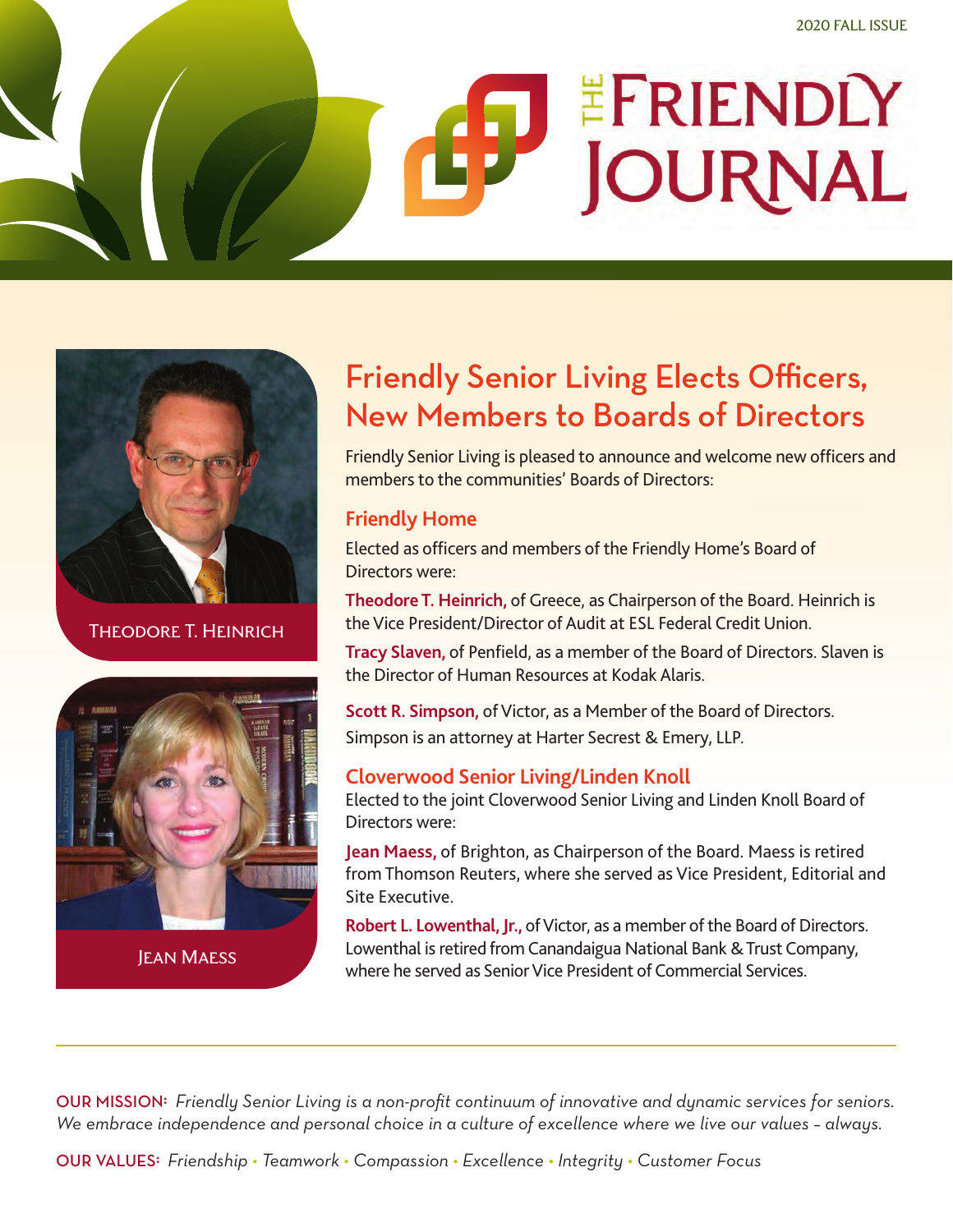2020 FALL ISSUE

# The Friendly Journal

Theodore T. Heinrich

Jean Maess

## Friendly Senior Living Elects Officers, New Members to Boards of Directors

Friendly Senior Living is pleased to announce and welcome new officers and members to the communities' Boards of Directors:

### Friendly Home

Elected as officers and members of the Friendly Home's Board of Directors were:

**Theodore T. Heinrich,** of Greece, as Chairperson of the Board. Heinrich is the Vice President/Director of Audit at ESL Federal Credit Union.

**Tracy Slaven,** of Penfield, as a member of the Board of Directors. Slaven is the Director of Human Resources at Kodak Alaris.

**Scott R. Simpson,** of Victor, as a Member of the Board of Directors. Simpson is an attorney at Harter Secrest & Emery, LLP.

### Cloverwood Senior Living/Linden Knoll

Elected to the joint Cloverwood Senior Living and Linden Knoll Board of Directors were:

**Jean Maess,** of Brighton, as Chairperson of the Board. Maess is retired from Thomson Reuters, where she served as Vice President, Editorial and Site Executive.

**Robert L. Lowenthal, Jr.,** of Victor, as a member of the Board of Directors. Lowenthal is retired from Canandaigua National Bank & Trust Company, where he served as Senior Vice President of Commercial Services.

---

**OUR MISSION:** *Friendly Senior Living is a non-profit continuum of innovative and dynamic services for seniors. We embrace independence and personal choice in a culture of excellence where we live our values – always.*

**OUR VALUES:** *Friendship • Teamwork • Compassion • Excellence • Integrity • Customer Focus*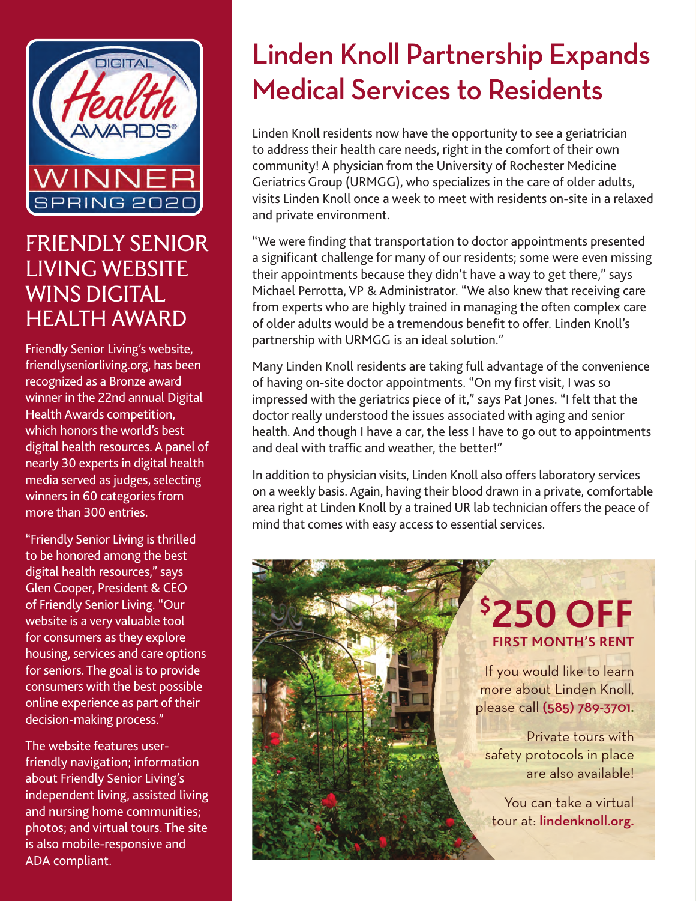DIGITAL Health AWARDS® WINNER SPRING 2020

## FRIENDLY SENIOR LIVING WEBSITE WINS DIGITAL HEALTH AWARD

Friendly Senior Living's website, friendlyseniorliving.org, has been recognized as a Bronze award winner in the 22nd annual Digital Health Awards competition, which honors the world's best digital health resources. A panel of nearly 30 experts in digital health media served as judges, selecting winners in 60 categories from more than 300 entries.

"Friendly Senior Living is thrilled to be honored among the best digital health resources," says Glen Cooper, President & CEO of Friendly Senior Living. "Our website is a very valuable tool for consumers as they explore housing, services and care options for seniors. The goal is to provide consumers with the best possible online experience as part of their decision-making process."

The website features user-friendly navigation; information about Friendly Senior Living's independent living, assisted living and nursing home communities; photos; and virtual tours. The site is also mobile-responsive and ADA compliant.

# Linden Knoll Partnership Expands Medical Services to Residents

Linden Knoll residents now have the opportunity to see a geriatrician to address their health care needs, right in the comfort of their own community! A physician from the University of Rochester Medicine Geriatrics Group (URMGG), who specializes in the care of older adults, visits Linden Knoll once a week to meet with residents on-site in a relaxed and private environment.

"We were finding that transportation to doctor appointments presented a significant challenge for many of our residents; some were even missing their appointments because they didn't have a way to get there," says Michael Perrotta, VP & Administrator. "We also knew that receiving care from experts who are highly trained in managing the often complex care of older adults would be a tremendous benefit to offer. Linden Knoll's partnership with URMGG is an ideal solution."

Many Linden Knoll residents are taking full advantage of the convenience of having on-site doctor appointments. "On my first visit, I was so impressed with the geriatrics piece of it," says Pat Jones. "I felt that the doctor really understood the issues associated with aging and senior health. And though I have a car, the less I have to go out to appointments and deal with traffic and weather, the better!"

In addition to physician visits, Linden Knoll also offers laboratory services on a weekly basis. Again, having their blood drawn in a private, comfortable area right at Linden Knoll by a trained UR lab technician offers the peace of mind that comes with easy access to essential services.

**$250 OFF**
**FIRST MONTH'S RENT**

If you would like to learn more about Linden Knoll, please call **(585) 789-3701.**

Private tours with safety protocols in place are also available!

You can take a virtual tour at: **lindenknoll.org.**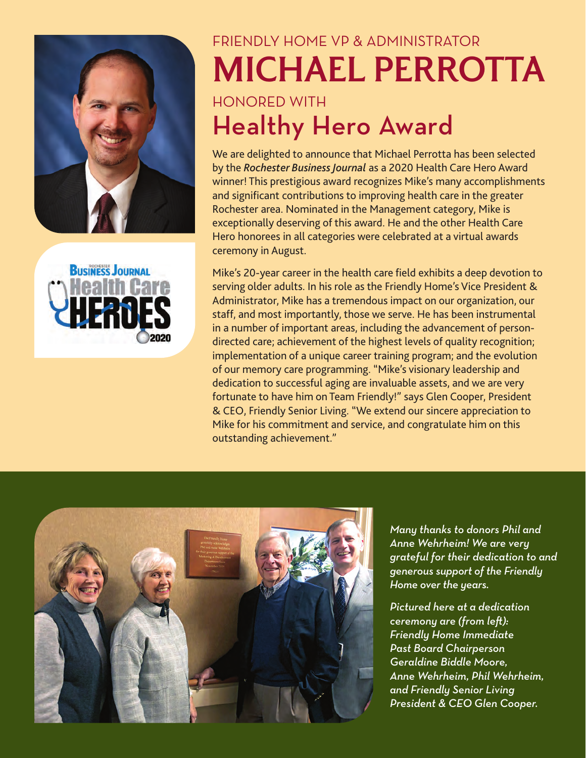FRIENDLY HOME VP & ADMINISTRATOR

# MICHAEL PERROTTA

HONORED WITH

## Healthy Hero Award

We are delighted to announce that Michael Perrotta has been selected by the ***Rochester Business Journal*** as a 2020 Health Care Hero Award winner! This prestigious award recognizes Mike's many accomplishments and significant contributions to improving health care in the greater Rochester area. Nominated in the Management category, Mike is exceptionally deserving of this award. He and the other Health Care Hero honorees in all categories were celebrated at a virtual awards ceremony in August.

Mike's 20-year career in the health care field exhibits a deep devotion to serving older adults. In his role as the Friendly Home's Vice President & Administrator, Mike has a tremendous impact on our organization, our staff, and most importantly, those we serve. He has been instrumental in a number of important areas, including the advancement of person-directed care; achievement of the highest levels of quality recognition; implementation of a unique career training program; and the evolution of our memory care programming. "Mike's visionary leadership and dedication to successful aging are invaluable assets, and we are very fortunate to have him on Team Friendly!" says Glen Cooper, President & CEO, Friendly Senior Living. "We extend our sincere appreciation to Mike for his commitment and service, and congratulate him on this outstanding achievement."

*Many thanks to donors Phil and Anne Wehrheim! We are very grateful for their dedication to and generous support of the Friendly Home over the years.*

*Pictured here at a dedication ceremony are (from left): Friendly Home Immediate Past Board Chairperson Geraldine Biddle Moore, Anne Wehrheim, Phil Wehrheim, and Friendly Senior Living President & CEO Glen Cooper.*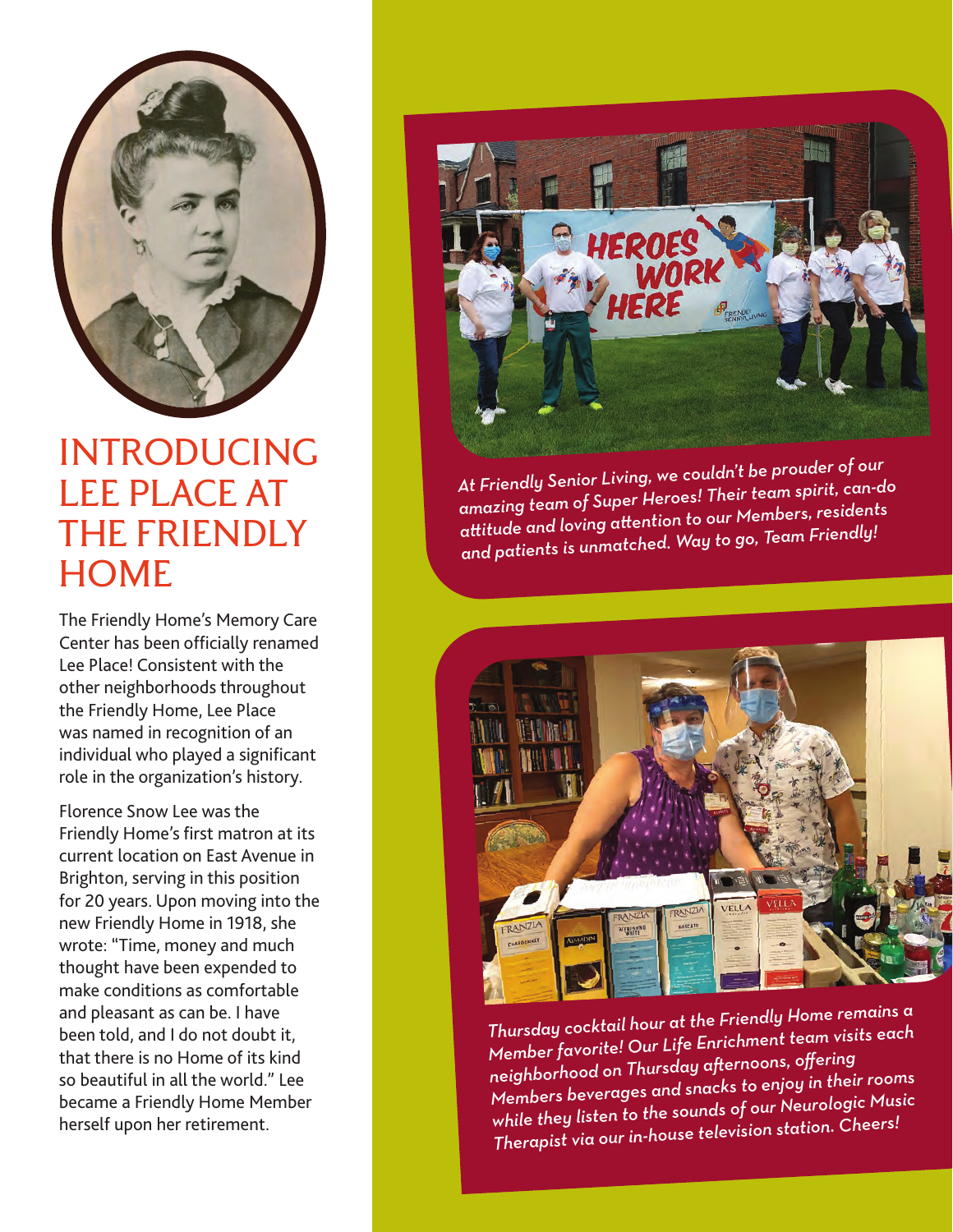# INTRODUCING LEE PLACE AT THE FRIENDLY HOME

The Friendly Home's Memory Care Center has been officially renamed Lee Place! Consistent with the other neighborhoods throughout the Friendly Home, Lee Place was named in recognition of an individual who played a significant role in the organization's history.

Florence Snow Lee was the Friendly Home's first matron at its current location on East Avenue in Brighton, serving in this position for 20 years. Upon moving into the new Friendly Home in 1918, she wrote: "Time, money and much thought have been expended to make conditions as comfortable and pleasant as can be. I have been told, and I do not doubt it, that there is no Home of its kind so beautiful in all the world." Lee became a Friendly Home Member herself upon her retirement.

*At Friendly Senior Living, we couldn't be prouder of our amazing team of Super Heroes! Their team spirit, can-do attitude and loving attention to our Members, residents and patients is unmatched. Way to go, Team Friendly!*

*Thursday cocktail hour at the Friendly Home remains a Member favorite! Our Life Enrichment team visits each neighborhood on Thursday afternoons, offering Members beverages and snacks to enjoy in their rooms while they listen to the sounds of our Neurologic Music Therapist via our in-house television station. Cheers!*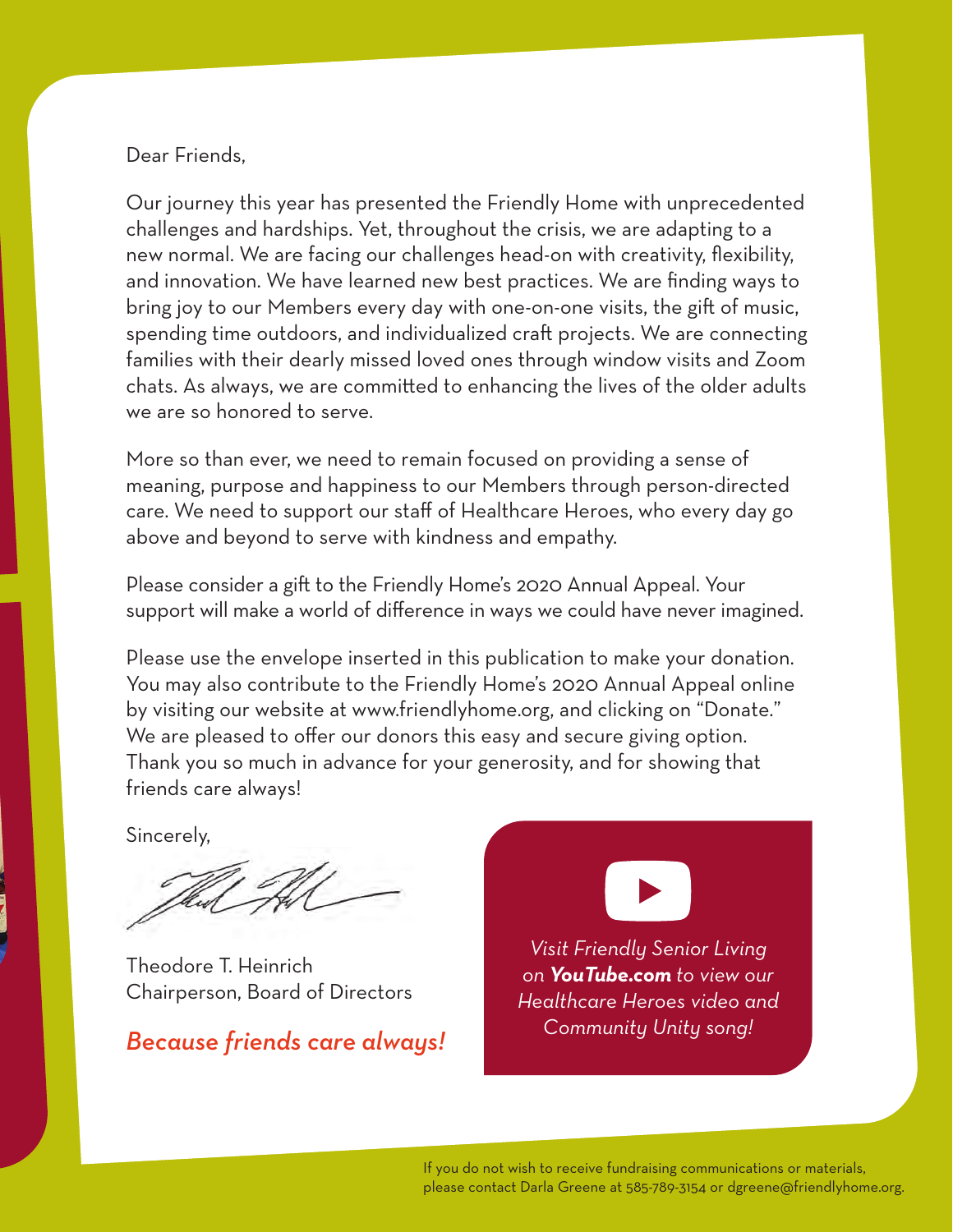Dear Friends,

Our journey this year has presented the Friendly Home with unprecedented challenges and hardships. Yet, throughout the crisis, we are adapting to a new normal. We are facing our challenges head-on with creativity, flexibility, and innovation. We have learned new best practices. We are finding ways to bring joy to our Members every day with one-on-one visits, the gift of music, spending time outdoors, and individualized craft projects. We are connecting families with their dearly missed loved ones through window visits and Zoom chats. As always, we are committed to enhancing the lives of the older adults we are so honored to serve.

More so than ever, we need to remain focused on providing a sense of meaning, purpose and happiness to our Members through person-directed care. We need to support our staff of Healthcare Heroes, who every day go above and beyond to serve with kindness and empathy.

Please consider a gift to the Friendly Home's 2020 Annual Appeal. Your support will make a world of difference in ways we could have never imagined.

Please use the envelope inserted in this publication to make your donation. You may also contribute to the Friendly Home's 2020 Annual Appeal online by visiting our website at www.friendlyhome.org, and clicking on "Donate." We are pleased to offer our donors this easy and secure giving option. Thank you so much in advance for your generosity, and for showing that friends care always!

Sincerely,

Theodore T. Heinrich
Chairperson, Board of Directors

*Because friends care always!*

*Visit Friendly Senior Living on **YouTube.com** to view our Healthcare Heroes video and Community Unity song!*

If you do not wish to receive fundraising communications or materials, please contact Darla Greene at 585-789-3154 or dgreene@friendlyhome.org.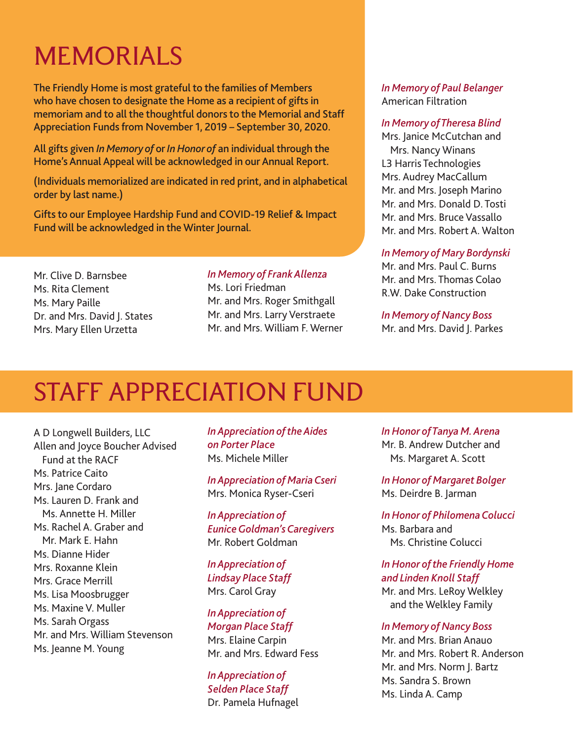# MEMORIALS

**The Friendly Home is most grateful to the families of Members who have chosen to designate the Home as a recipient of gifts in memoriam and to all the thoughtful donors to the Memorial and Staff Appreciation Funds from November 1, 2019 – September 30, 2020.**

**All gifts given *In Memory of* or *In Honor of* an individual through the Home's Annual Appeal will be acknowledged in our Annual Report.**

**(Individuals memorialized are indicated in red print, and in alphabetical order by last name.)**

**Gifts to our Employee Hardship Fund and COVID-19 Relief & Impact Fund will be acknowledged in the Winter Journal.**

Mr. Clive D. Barnsbee
Ms. Rita Clement
Ms. Mary Paille
Dr. and Mrs. David J. States
Mrs. Mary Ellen Urzetta

*In Memory of Frank Allenza*
Ms. Lori Friedman
Mr. and Mrs. Roger Smithgall
Mr. and Mrs. Larry Verstraete
Mr. and Mrs. William F. Werner

*In Memory of Paul Belanger*
American Filtration

*In Memory of Theresa Blind*
Mrs. Janice McCutchan and Mrs. Nancy Winans
L3 Harris Technologies
Mrs. Audrey MacCallum
Mr. and Mrs. Joseph Marino
Mr. and Mrs. Donald D. Tosti
Mr. and Mrs. Bruce Vassallo
Mr. and Mrs. Robert A. Walton

*In Memory of Mary Bordynski*
Mr. and Mrs. Paul C. Burns
Mr. and Mrs. Thomas Colao
R.W. Dake Construction

*In Memory of Nancy Boss*
Mr. and Mrs. David J. Parkes

# STAFF APPRECIATION FUND

A D Longwell Builders, LLC
Allen and Joyce Boucher Advised Fund at the RACF
Ms. Patrice Caito
Mrs. Jane Cordaro
Ms. Lauren D. Frank and Ms. Annette H. Miller
Ms. Rachel A. Graber and Mr. Mark E. Hahn
Ms. Dianne Hider
Mrs. Roxanne Klein
Mrs. Grace Merrill
Ms. Lisa Moosbrugger
Ms. Maxine V. Muller
Ms. Sarah Orgass
Mr. and Mrs. William Stevenson
Ms. Jeanne M. Young

*In Appreciation of the Aides on Porter Place*
Ms. Michele Miller

*In Appreciation of Maria Cseri*
Mrs. Monica Ryser-Cseri

*In Appreciation of Eunice Goldman's Caregivers*
Mr. Robert Goldman

*In Appreciation of Lindsay Place Staff*
Mrs. Carol Gray

*In Appreciation of Morgan Place Staff*
Mrs. Elaine Carpin
Mr. and Mrs. Edward Fess

*In Appreciation of Selden Place Staff*
Dr. Pamela Hufnagel

*In Honor of Tanya M. Arena*
Mr. B. Andrew Dutcher and Ms. Margaret A. Scott

*In Honor of Margaret Bolger*
Ms. Deirdre B. Jarman

*In Honor of Philomena Colucci*
Ms. Barbara and Ms. Christine Colucci

*In Honor of the Friendly Home and Linden Knoll Staff*
Mr. and Mrs. LeRoy Welkley and the Welkley Family

*In Memory of Nancy Boss*
Mr. and Mrs. Brian Anauo
Mr. and Mrs. Robert R. Anderson
Mr. and Mrs. Norm J. Bartz
Ms. Sandra S. Brown
Ms. Linda A. Camp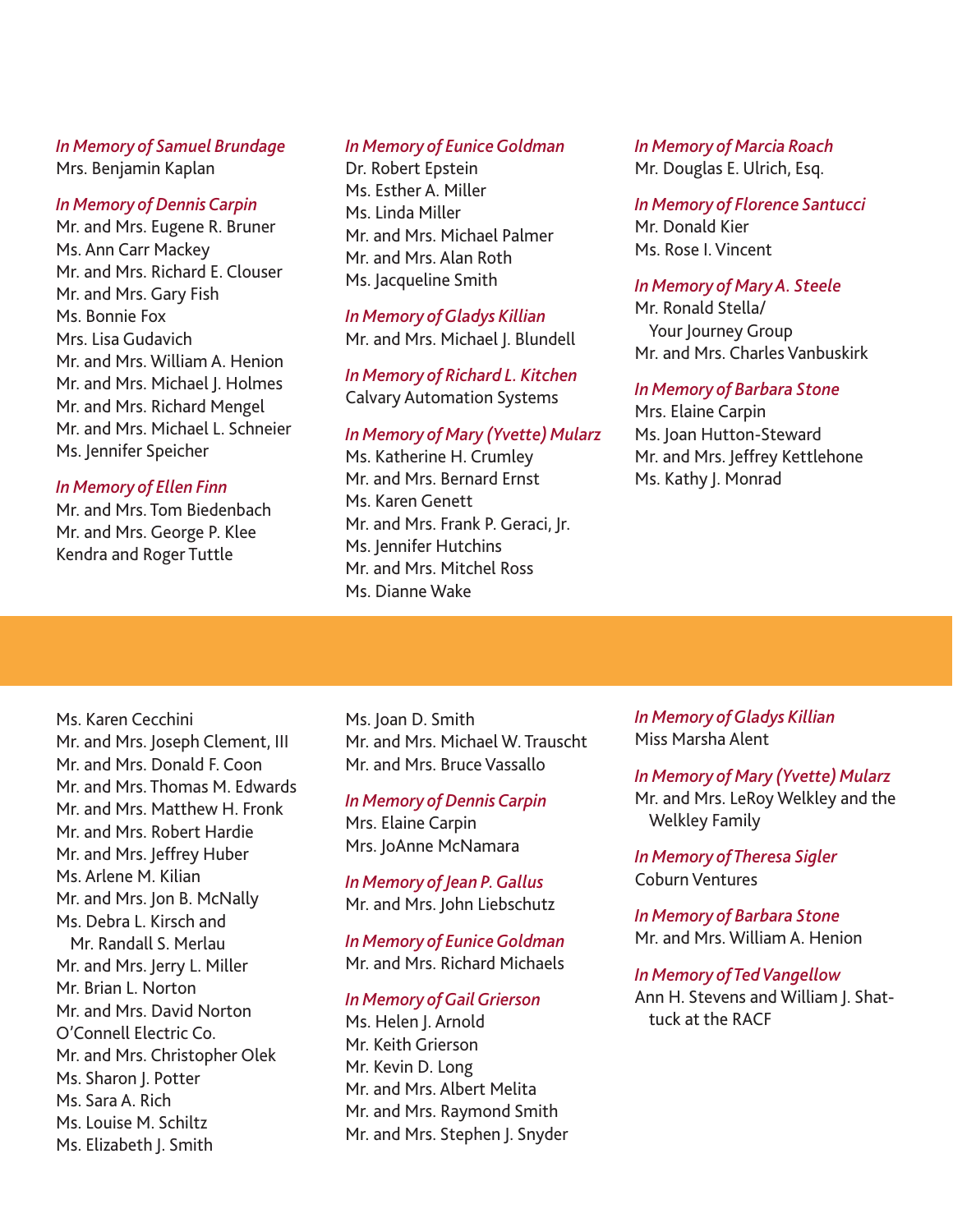*In Memory of Samuel Brundage*
Mrs. Benjamin Kaplan

*In Memory of Dennis Carpin*
Mr. and Mrs. Eugene R. Bruner
Ms. Ann Carr Mackey
Mr. and Mrs. Richard E. Clouser
Mr. and Mrs. Gary Fish
Ms. Bonnie Fox
Mrs. Lisa Gudavich
Mr. and Mrs. William A. Henion
Mr. and Mrs. Michael J. Holmes
Mr. and Mrs. Richard Mengel
Mr. and Mrs. Michael L. Schneier
Ms. Jennifer Speicher

*In Memory of Ellen Finn*
Mr. and Mrs. Tom Biedenbach
Mr. and Mrs. George P. Klee
Kendra and Roger Tuttle

*In Memory of Eunice Goldman*
Dr. Robert Epstein
Ms. Esther A. Miller
Ms. Linda Miller
Mr. and Mrs. Michael Palmer
Mr. and Mrs. Alan Roth
Ms. Jacqueline Smith

*In Memory of Gladys Killian*
Mr. and Mrs. Michael J. Blundell

*In Memory of Richard L. Kitchen*
Calvary Automation Systems

*In Memory of Mary (Yvette) Mularz*
Ms. Katherine H. Crumley
Mr. and Mrs. Bernard Ernst
Ms. Karen Genett
Mr. and Mrs. Frank P. Geraci, Jr.
Ms. Jennifer Hutchins
Mr. and Mrs. Mitchel Ross
Ms. Dianne Wake

*In Memory of Marcia Roach*
Mr. Douglas E. Ulrich, Esq.

*In Memory of Florence Santucci*
Mr. Donald Kier
Ms. Rose I. Vincent

*In Memory of Mary A. Steele*
Mr. Ronald Stella/
Your Journey Group
Mr. and Mrs. Charles Vanbuskirk

*In Memory of Barbara Stone*
Mrs. Elaine Carpin
Ms. Joan Hutton-Steward
Mr. and Mrs. Jeffrey Kettlehone
Ms. Kathy J. Monrad

Ms. Karen Cecchini
Mr. and Mrs. Joseph Clement, III
Mr. and Mrs. Donald F. Coon
Mr. and Mrs. Thomas M. Edwards
Mr. and Mrs. Matthew H. Fronk
Mr. and Mrs. Robert Hardie
Mr. and Mrs. Jeffrey Huber
Ms. Arlene M. Kilian
Mr. and Mrs. Jon B. McNally
Ms. Debra L. Kirsch and
Mr. Randall S. Merlau
Mr. and Mrs. Jerry L. Miller
Mr. Brian L. Norton
Mr. and Mrs. David Norton
O'Connell Electric Co.
Mr. and Mrs. Christopher Olek
Ms. Sharon J. Potter
Ms. Sara A. Rich
Ms. Louise M. Schiltz
Ms. Elizabeth J. Smith

Ms. Joan D. Smith
Mr. and Mrs. Michael W. Trauscht
Mr. and Mrs. Bruce Vassallo

*In Memory of Dennis Carpin*
Mrs. Elaine Carpin
Mrs. JoAnne McNamara

*In Memory of Jean P. Gallus*
Mr. and Mrs. John Liebschutz

*In Memory of Eunice Goldman*
Mr. and Mrs. Richard Michaels

*In Memory of Gail Grierson*
Ms. Helen J. Arnold
Mr. Keith Grierson
Mr. Kevin D. Long
Mr. and Mrs. Albert Melita
Mr. and Mrs. Raymond Smith
Mr. and Mrs. Stephen J. Snyder

*In Memory of Gladys Killian*
Miss Marsha Alent

*In Memory of Mary (Yvette) Mularz*
Mr. and Mrs. LeRoy Welkley and the
Welkley Family

*In Memory of Theresa Sigler*
Coburn Ventures

*In Memory of Barbara Stone*
Mr. and Mrs. William A. Henion

*In Memory of Ted Vangellow*
Ann H. Stevens and William J. Shattuck at the RACF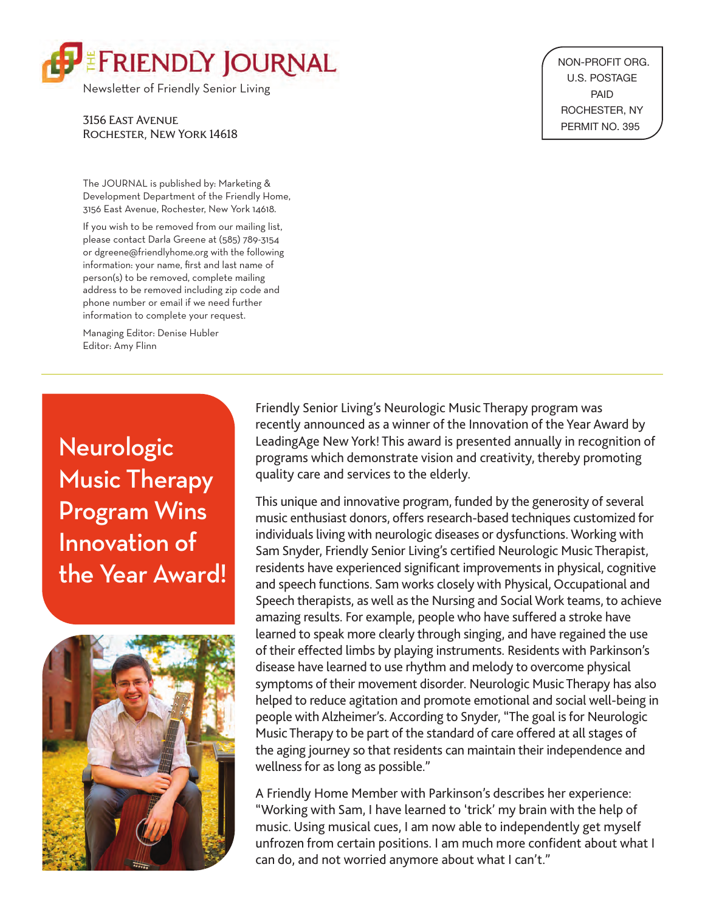# THE FRIENDLY JOURNAL

Newsletter of Friendly Senior Living

3156 East Avenue
Rochester, New York 14618

NON-PROFIT ORG.
U.S. POSTAGE
PAID
ROCHESTER, NY
PERMIT NO. 395

The JOURNAL is published by: Marketing & Development Department of the Friendly Home, 3156 East Avenue, Rochester, New York 14618.

If you wish to be removed from our mailing list, please contact Darla Greene at (585) 789-3154 or dgreene@friendlyhome.org with the following information: your name, first and last name of person(s) to be removed, complete mailing address to be removed including zip code and phone number or email if we need further information to complete your request.

Managing Editor: Denise Hubler
Editor: Amy Flinn

## Neurologic Music Therapy Program Wins Innovation of the Year Award!

Friendly Senior Living's Neurologic Music Therapy program was recently announced as a winner of the Innovation of the Year Award by LeadingAge New York! This award is presented annually in recognition of programs which demonstrate vision and creativity, thereby promoting quality care and services to the elderly.

This unique and innovative program, funded by the generosity of several music enthusiast donors, offers research-based techniques customized for individuals living with neurologic diseases or dysfunctions. Working with Sam Snyder, Friendly Senior Living's certified Neurologic Music Therapist, residents have experienced significant improvements in physical, cognitive and speech functions. Sam works closely with Physical, Occupational and Speech therapists, as well as the Nursing and Social Work teams, to achieve amazing results. For example, people who have suffered a stroke have learned to speak more clearly through singing, and have regained the use of their effected limbs by playing instruments. Residents with Parkinson's disease have learned to use rhythm and melody to overcome physical symptoms of their movement disorder. Neurologic Music Therapy has also helped to reduce agitation and promote emotional and social well-being in people with Alzheimer's. According to Snyder, "The goal is for Neurologic Music Therapy to be part of the standard of care offered at all stages of the aging journey so that residents can maintain their independence and wellness for as long as possible."

A Friendly Home Member with Parkinson's describes her experience: "Working with Sam, I have learned to 'trick' my brain with the help of music. Using musical cues, I am now able to independently get myself unfrozen from certain positions. I am much more confident about what I can do, and not worried anymore about what I can't."